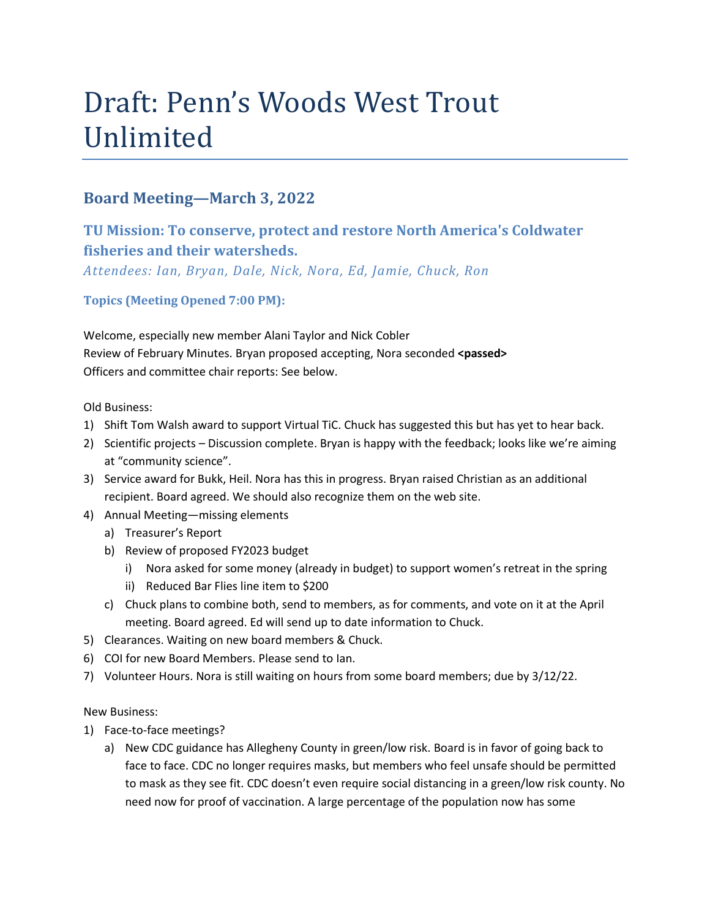# Draft: Penn's Woods West Trout Unlimited

## Board Meeting—March 3, 2022

### TU Mission: To conserve, protect and restore North America's Coldwater fisheries and their watersheds.

*Attendees: Ian, Bryan, Dale, Nick, Nora, Ed, Jamie, Chuck, Ron*

#### Topics (Meeting Opened 7:00 PM):

Welcome, especially new member Alani Taylor and Nick Cobler
Review of February Minutes. Bryan proposed accepting, Nora seconded **<passed>**
Officers and committee chair reports: See below.

Old Business:

1) Shift Tom Walsh award to support Virtual TiC. Chuck has suggested this but has yet to hear back.
2) Scientific projects – Discussion complete. Bryan is happy with the feedback; looks like we're aiming at "community science".
3) Service award for Bukk, Heil. Nora has this in progress. Bryan raised Christian as an additional recipient. Board agreed. We should also recognize them on the web site.
4) Annual Meeting—missing elements
   a) Treasurer's Report
   b) Review of proposed FY2023 budget
      i) Nora asked for some money (already in budget) to support women's retreat in the spring
      ii) Reduced Bar Flies line item to $200
   c) Chuck plans to combine both, send to members, as for comments, and vote on it at the April meeting. Board agreed. Ed will send up to date information to Chuck.
5) Clearances. Waiting on new board members & Chuck.
6) COI for new Board Members. Please send to Ian.
7) Volunteer Hours. Nora is still waiting on hours from some board members; due by 3/12/22.

New Business:

1) Face-to-face meetings?
   a) New CDC guidance has Allegheny County in green/low risk. Board is in favor of going back to face to face. CDC no longer requires masks, but members who feel unsafe should be permitted to mask as they see fit. CDC doesn't even require social distancing in a green/low risk county. No need now for proof of vaccination. A large percentage of the population now has some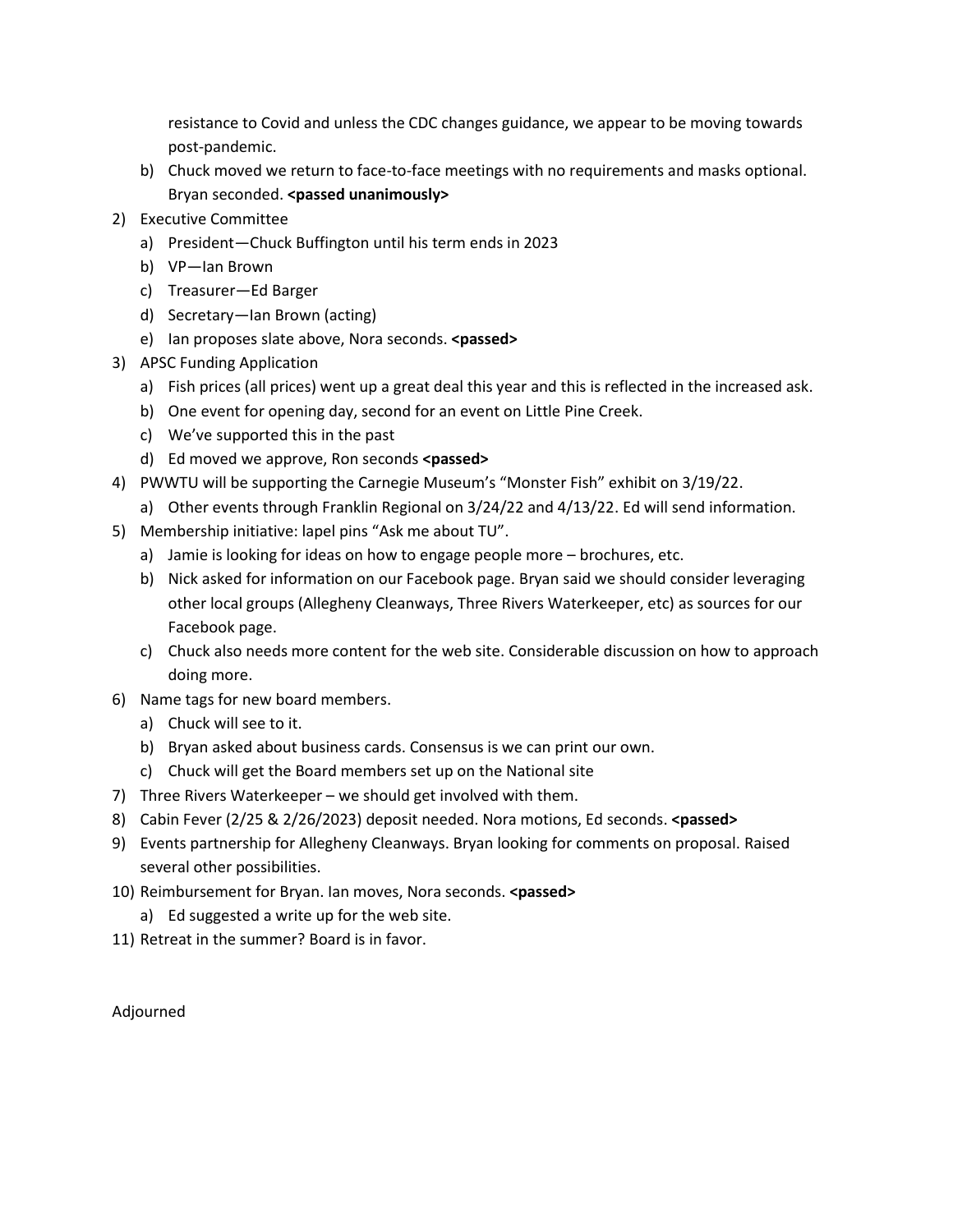resistance to Covid and unless the CDC changes guidance, we appear to be moving towards post-pandemic.

   b) Chuck moved we return to face-to-face meetings with no requirements and masks optional. Bryan seconded. **<passed unanimously>**

2) Executive Committee
   a) President—Chuck Buffington until his term ends in 2023
   b) VP—Ian Brown
   c) Treasurer—Ed Barger
   d) Secretary—Ian Brown (acting)
   e) Ian proposes slate above, Nora seconds. **<passed>**
3) APSC Funding Application
   a) Fish prices (all prices) went up a great deal this year and this is reflected in the increased ask.
   b) One event for opening day, second for an event on Little Pine Creek.
   c) We've supported this in the past
   d) Ed moved we approve, Ron seconds **<passed>**
4) PWWTU will be supporting the Carnegie Museum's "Monster Fish" exhibit on 3/19/22.
   a) Other events through Franklin Regional on 3/24/22 and 4/13/22. Ed will send information.
5) Membership initiative: lapel pins "Ask me about TU".
   a) Jamie is looking for ideas on how to engage people more – brochures, etc.
   b) Nick asked for information on our Facebook page. Bryan said we should consider leveraging other local groups (Allegheny Cleanways, Three Rivers Waterkeeper, etc) as sources for our Facebook page.
   c) Chuck also needs more content for the web site. Considerable discussion on how to approach doing more.
6) Name tags for new board members.
   a) Chuck will see to it.
   b) Bryan asked about business cards. Consensus is we can print our own.
   c) Chuck will get the Board members set up on the National site
7) Three Rivers Waterkeeper – we should get involved with them.
8) Cabin Fever (2/25 & 2/26/2023) deposit needed. Nora motions, Ed seconds. **<passed>**
9) Events partnership for Allegheny Cleanways. Bryan looking for comments on proposal. Raised several other possibilities.
10) Reimbursement for Bryan. Ian moves, Nora seconds. **<passed>**
    a) Ed suggested a write up for the web site.
11) Retreat in the summer? Board is in favor.

Adjourned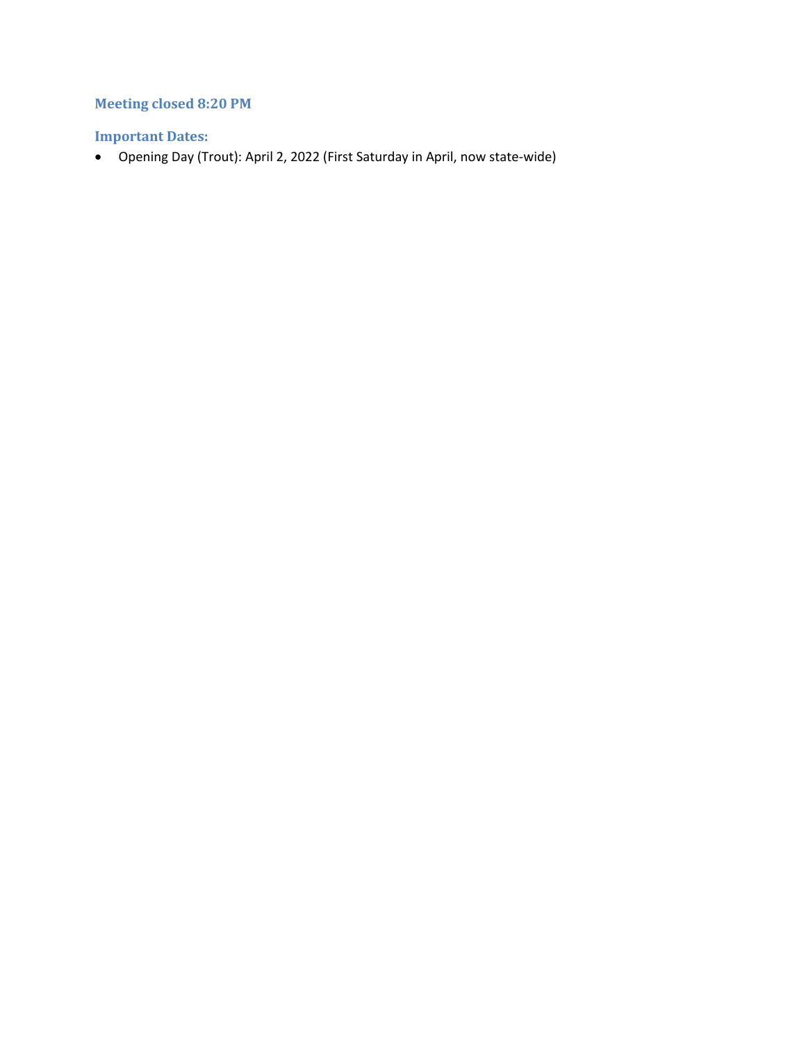### Meeting closed 8:20 PM

### Important Dates:

- Opening Day (Trout): April 2, 2022 (First Saturday in April, now state-wide)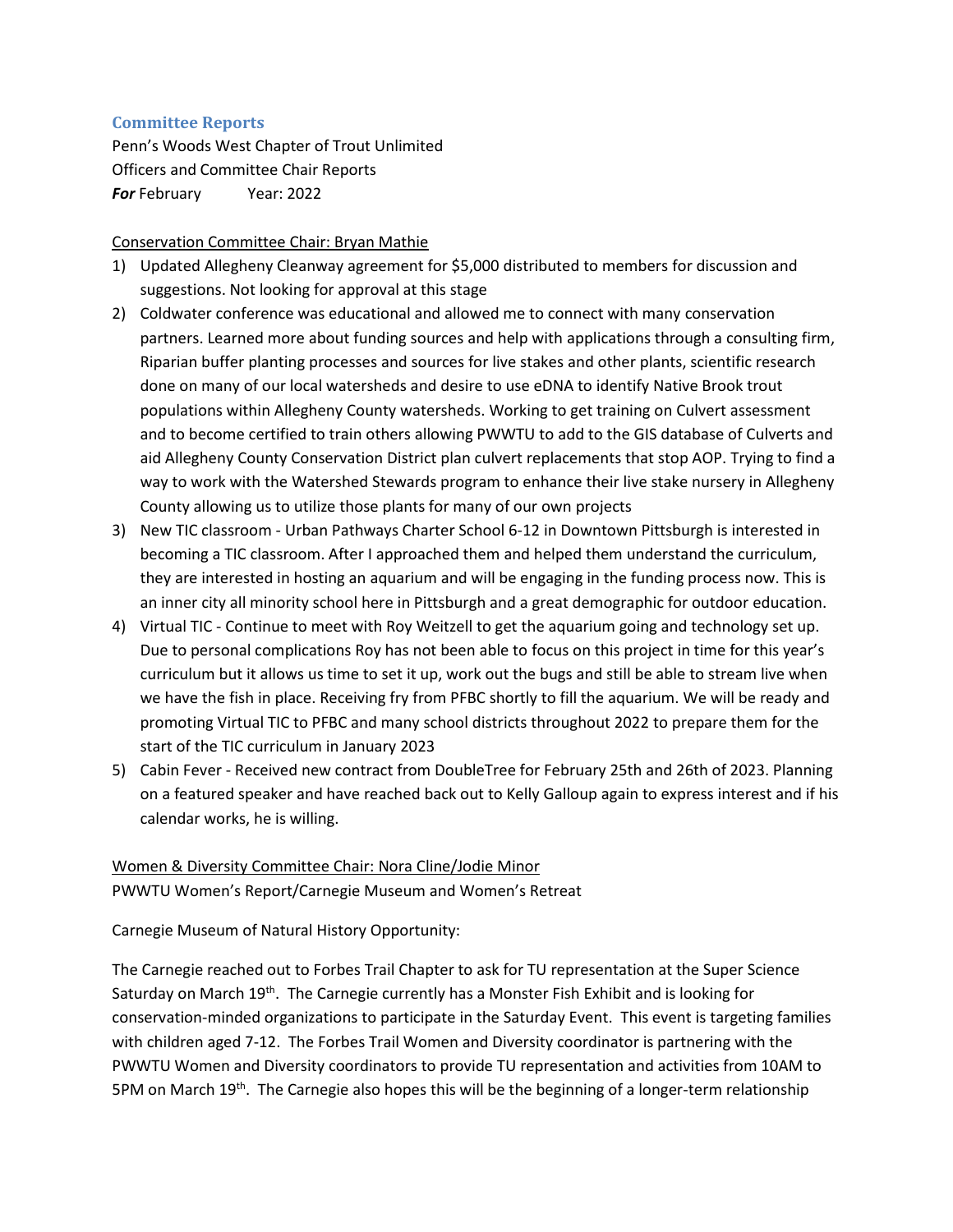## Committee Reports

Penn's Woods West Chapter of Trout Unlimited
Officers and Committee Chair Reports
***For*** February Year: 2022

Conservation Committee Chair: Bryan Mathie

1) Updated Allegheny Cleanway agreement for $5,000 distributed to members for discussion and suggestions. Not looking for approval at this stage
2) Coldwater conference was educational and allowed me to connect with many conservation partners. Learned more about funding sources and help with applications through a consulting firm, Riparian buffer planting processes and sources for live stakes and other plants, scientific research done on many of our local watersheds and desire to use eDNA to identify Native Brook trout populations within Allegheny County watersheds. Working to get training on Culvert assessment and to become certified to train others allowing PWWTU to add to the GIS database of Culverts and aid Allegheny County Conservation District plan culvert replacements that stop AOP. Trying to find a way to work with the Watershed Stewards program to enhance their live stake nursery in Allegheny County allowing us to utilize those plants for many of our own projects
3) New TIC classroom - Urban Pathways Charter School 6-12 in Downtown Pittsburgh is interested in becoming a TIC classroom. After I approached them and helped them understand the curriculum, they are interested in hosting an aquarium and will be engaging in the funding process now. This is an inner city all minority school here in Pittsburgh and a great demographic for outdoor education.
4) Virtual TIC - Continue to meet with Roy Weitzell to get the aquarium going and technology set up. Due to personal complications Roy has not been able to focus on this project in time for this year's curriculum but it allows us time to set it up, work out the bugs and still be able to stream live when we have the fish in place. Receiving fry from PFBC shortly to fill the aquarium. We will be ready and promoting Virtual TIC to PFBC and many school districts throughout 2022 to prepare them for the start of the TIC curriculum in January 2023
5) Cabin Fever - Received new contract from DoubleTree for February 25th and 26th of 2023. Planning on a featured speaker and have reached back out to Kelly Galloup again to express interest and if his calendar works, he is willing.

Women & Diversity Committee Chair: Nora Cline/Jodie Minor

PWWTU Women's Report/Carnegie Museum and Women's Retreat

Carnegie Museum of Natural History Opportunity:

The Carnegie reached out to Forbes Trail Chapter to ask for TU representation at the Super Science Saturday on March 19th. The Carnegie currently has a Monster Fish Exhibit and is looking for conservation-minded organizations to participate in the Saturday Event. This event is targeting families with children aged 7-12. The Forbes Trail Women and Diversity coordinator is partnering with the PWWTU Women and Diversity coordinators to provide TU representation and activities from 10AM to 5PM on March 19th. The Carnegie also hopes this will be the beginning of a longer-term relationship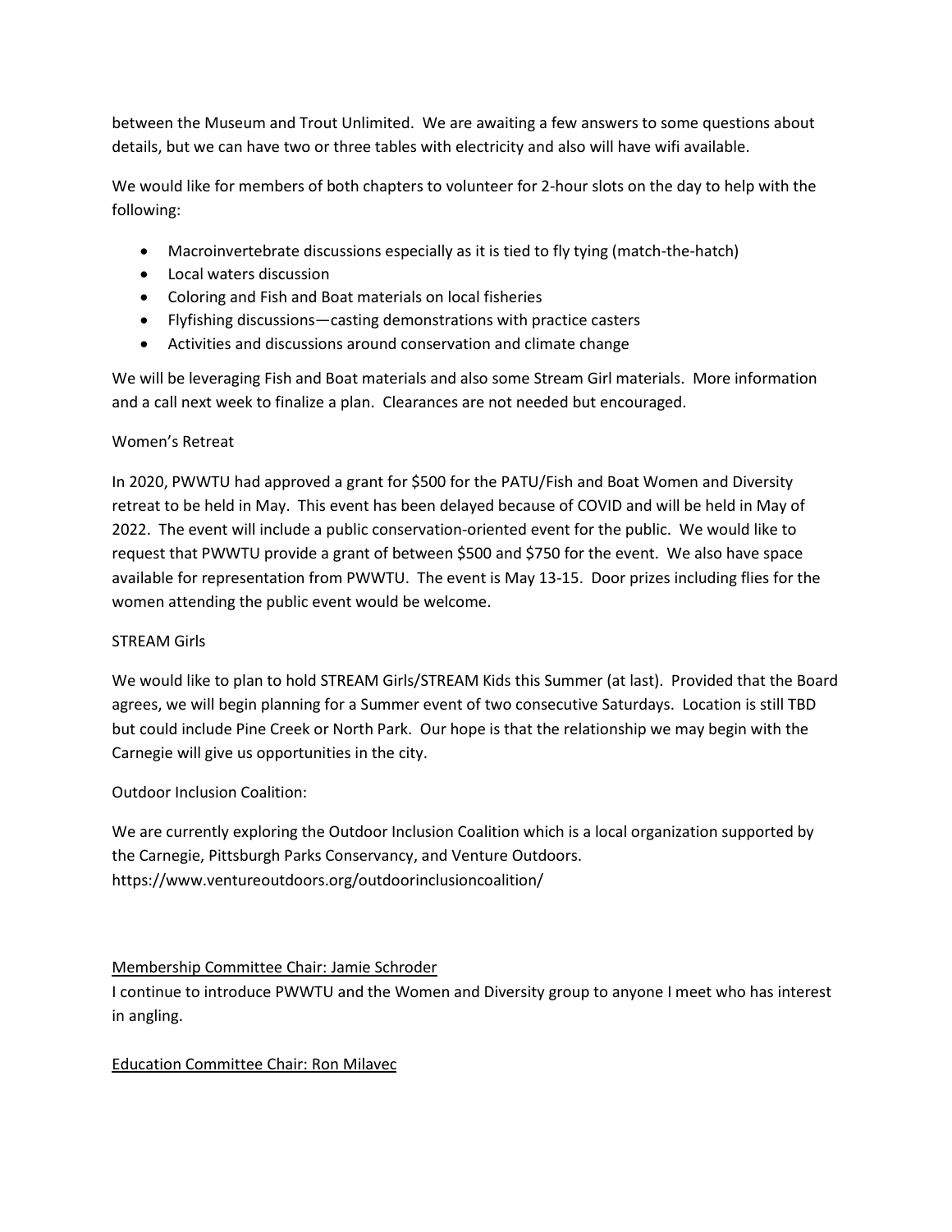between the Museum and Trout Unlimited. We are awaiting a few answers to some questions about details, but we can have two or three tables with electricity and also will have wifi available.

We would like for members of both chapters to volunteer for 2-hour slots on the day to help with the following:

- Macroinvertebrate discussions especially as it is tied to fly tying (match-the-hatch)
- Local waters discussion
- Coloring and Fish and Boat materials on local fisheries
- Flyfishing discussions—casting demonstrations with practice casters
- Activities and discussions around conservation and climate change

We will be leveraging Fish and Boat materials and also some Stream Girl materials. More information and a call next week to finalize a plan. Clearances are not needed but encouraged.

Women's Retreat

In 2020, PWWTU had approved a grant for $500 for the PATU/Fish and Boat Women and Diversity retreat to be held in May. This event has been delayed because of COVID and will be held in May of 2022. The event will include a public conservation-oriented event for the public. We would like to request that PWWTU provide a grant of between $500 and $750 for the event. We also have space available for representation from PWWTU. The event is May 13-15. Door prizes including flies for the women attending the public event would be welcome.

STREAM Girls

We would like to plan to hold STREAM Girls/STREAM Kids this Summer (at last). Provided that the Board agrees, we will begin planning for a Summer event of two consecutive Saturdays. Location is still TBD but could include Pine Creek or North Park. Our hope is that the relationship we may begin with the Carnegie will give us opportunities in the city.

Outdoor Inclusion Coalition:

We are currently exploring the Outdoor Inclusion Coalition which is a local organization supported by the Carnegie, Pittsburgh Parks Conservancy, and Venture Outdoors.
https://www.ventureoutdoors.org/outdoorinclusioncoalition/

<u>Membership Committee Chair: Jamie Schroder</u>
I continue to introduce PWWTU and the Women and Diversity group to anyone I meet who has interest in angling.

<u>Education Committee Chair: Ron Milavec</u>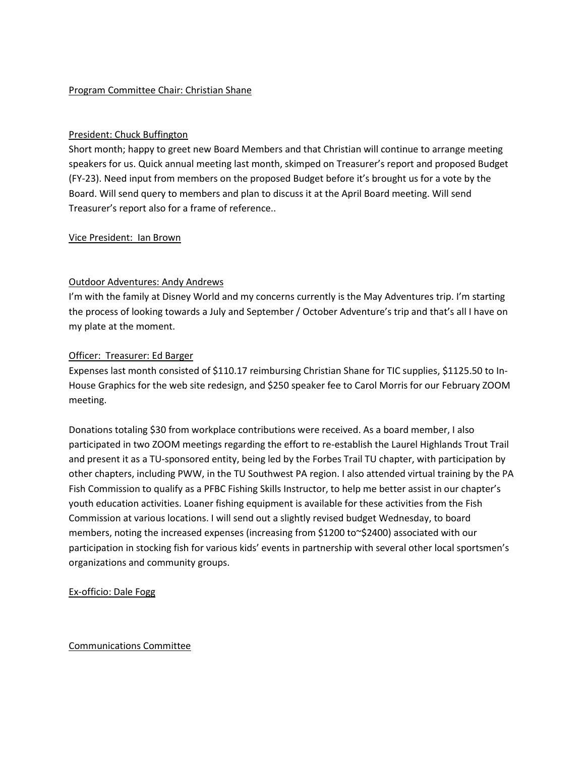Program Committee Chair: Christian Shane

President: Chuck Buffington

Short month; happy to greet new Board Members and that Christian will continue to arrange meeting speakers for us. Quick annual meeting last month, skimped on Treasurer's report and proposed Budget (FY-23). Need input from members on the proposed Budget before it's brought us for a vote by the Board. Will send query to members and plan to discuss it at the April Board meeting. Will send Treasurer's report also for a frame of reference..

Vice President: Ian Brown

Outdoor Adventures: Andy Andrews

I'm with the family at Disney World and my concerns currently is the May Adventures trip. I'm starting the process of looking towards a July and September / October Adventure's trip and that's all I have on my plate at the moment.

Officer: Treasurer: Ed Barger

Expenses last month consisted of $110.17 reimbursing Christian Shane for TIC supplies, $1125.50 to In-House Graphics for the web site redesign, and $250 speaker fee to Carol Morris for our February ZOOM meeting.

Donations totaling $30 from workplace contributions were received. As a board member, I also participated in two ZOOM meetings regarding the effort to re-establish the Laurel Highlands Trout Trail and present it as a TU-sponsored entity, being led by the Forbes Trail TU chapter, with participation by other chapters, including PWW, in the TU Southwest PA region. I also attended virtual training by the PA Fish Commission to qualify as a PFBC Fishing Skills Instructor, to help me better assist in our chapter's youth education activities. Loaner fishing equipment is available for these activities from the Fish Commission at various locations. I will send out a slightly revised budget Wednesday, to board members, noting the increased expenses (increasing from $1200 to~$2400) associated with our participation in stocking fish for various kids' events in partnership with several other local sportsmen's organizations and community groups.

Ex-officio: Dale Fogg

Communications Committee